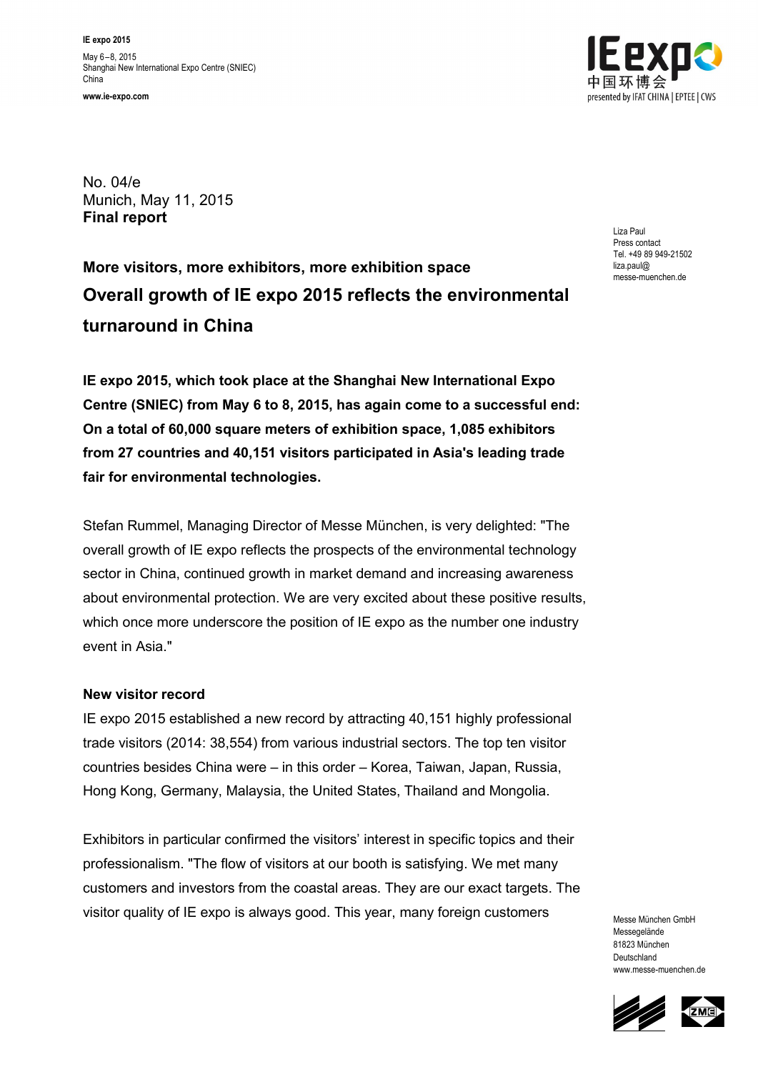IE expo 2015

May 6–8, 2015
Shanghai New International Expo Centre (SNIEC)
China

www.ie-expo.com

No. 04/e
Munich, May 11, 2015
**Final report**

Liza Paul
Press contact
Tel. +49 89 949-21502
liza.paul@
messe-muenchen.de

**More visitors, more exhibitors, more exhibition space**

## Overall growth of IE expo 2015 reflects the environmental turnaround in China

**IE expo 2015, which took place at the Shanghai New International Expo Centre (SNIEC) from May 6 to 8, 2015, has again come to a successful end: On a total of 60,000 square meters of exhibition space, 1,085 exhibitors from 27 countries and 40,151 visitors participated in Asia's leading trade fair for environmental technologies.**

Stefan Rummel, Managing Director of Messe München, is very delighted: "The overall growth of IE expo reflects the prospects of the environmental technology sector in China, continued growth in market demand and increasing awareness about environmental protection. We are very excited about these positive results, which once more underscore the position of IE expo as the number one industry event in Asia."

### New visitor record

IE expo 2015 established a new record by attracting 40,151 highly professional trade visitors (2014: 38,554) from various industrial sectors. The top ten visitor countries besides China were – in this order – Korea, Taiwan, Japan, Russia, Hong Kong, Germany, Malaysia, the United States, Thailand and Mongolia.

Exhibitors in particular confirmed the visitors' interest in specific topics and their professionalism. "The flow of visitors at our booth is satisfying. We met many customers and investors from the coastal areas. They are our exact targets. The visitor quality of IE expo is always good. This year, many foreign customers

Messe München GmbH
Messegelände
81823 München
Deutschland
www.messe-muenchen.de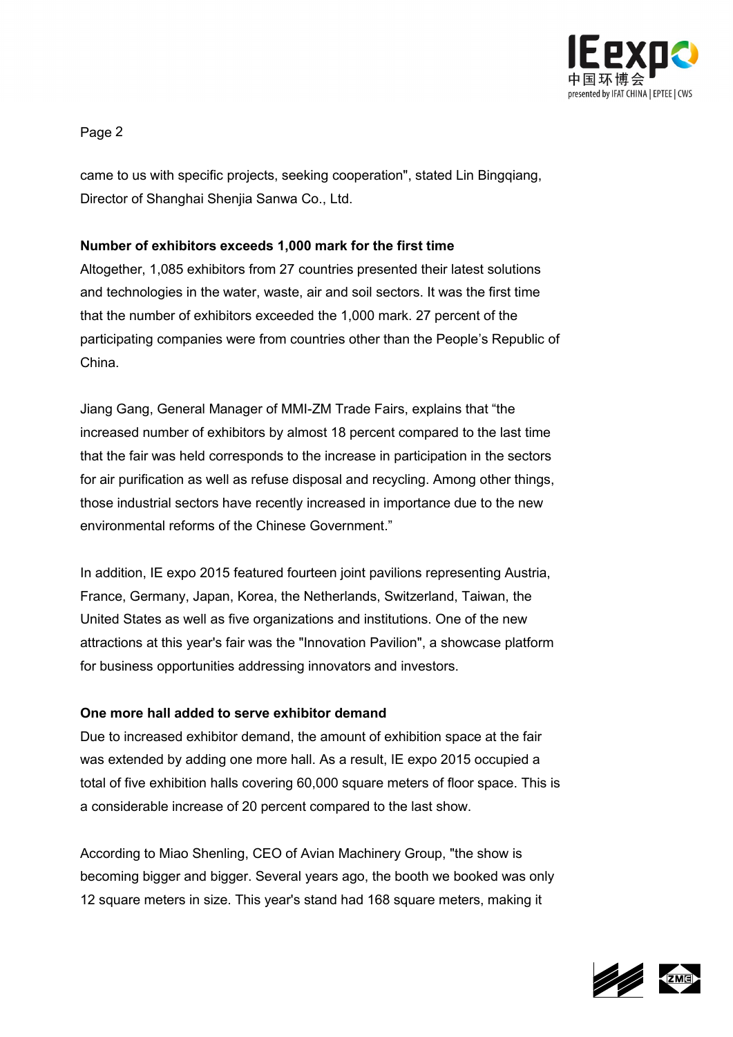came to us with specific projects, seeking cooperation", stated Lin Bingqiang, Director of Shanghai Shenjia Sanwa Co., Ltd.

**Number of exhibitors exceeds 1,000 mark for the first time**

Altogether, 1,085 exhibitors from 27 countries presented their latest solutions and technologies in the water, waste, air and soil sectors. It was the first time that the number of exhibitors exceeded the 1,000 mark. 27 percent of the participating companies were from countries other than the People's Republic of China.

Jiang Gang, General Manager of MMI-ZM Trade Fairs, explains that "the increased number of exhibitors by almost 18 percent compared to the last time that the fair was held corresponds to the increase in participation in the sectors for air purification as well as refuse disposal and recycling. Among other things, those industrial sectors have recently increased in importance due to the new environmental reforms of the Chinese Government."

In addition, IE expo 2015 featured fourteen joint pavilions representing Austria, France, Germany, Japan, Korea, the Netherlands, Switzerland, Taiwan, the United States as well as five organizations and institutions. One of the new attractions at this year's fair was the "Innovation Pavilion", a showcase platform for business opportunities addressing innovators and investors.

**One more hall added to serve exhibitor demand**

Due to increased exhibitor demand, the amount of exhibition space at the fair was extended by adding one more hall. As a result, IE expo 2015 occupied a total of five exhibition halls covering 60,000 square meters of floor space. This is a considerable increase of 20 percent compared to the last show.

According to Miao Shenling, CEO of Avian Machinery Group, "the show is becoming bigger and bigger. Several years ago, the booth we booked was only 12 square meters in size. This year's stand had 168 square meters, making it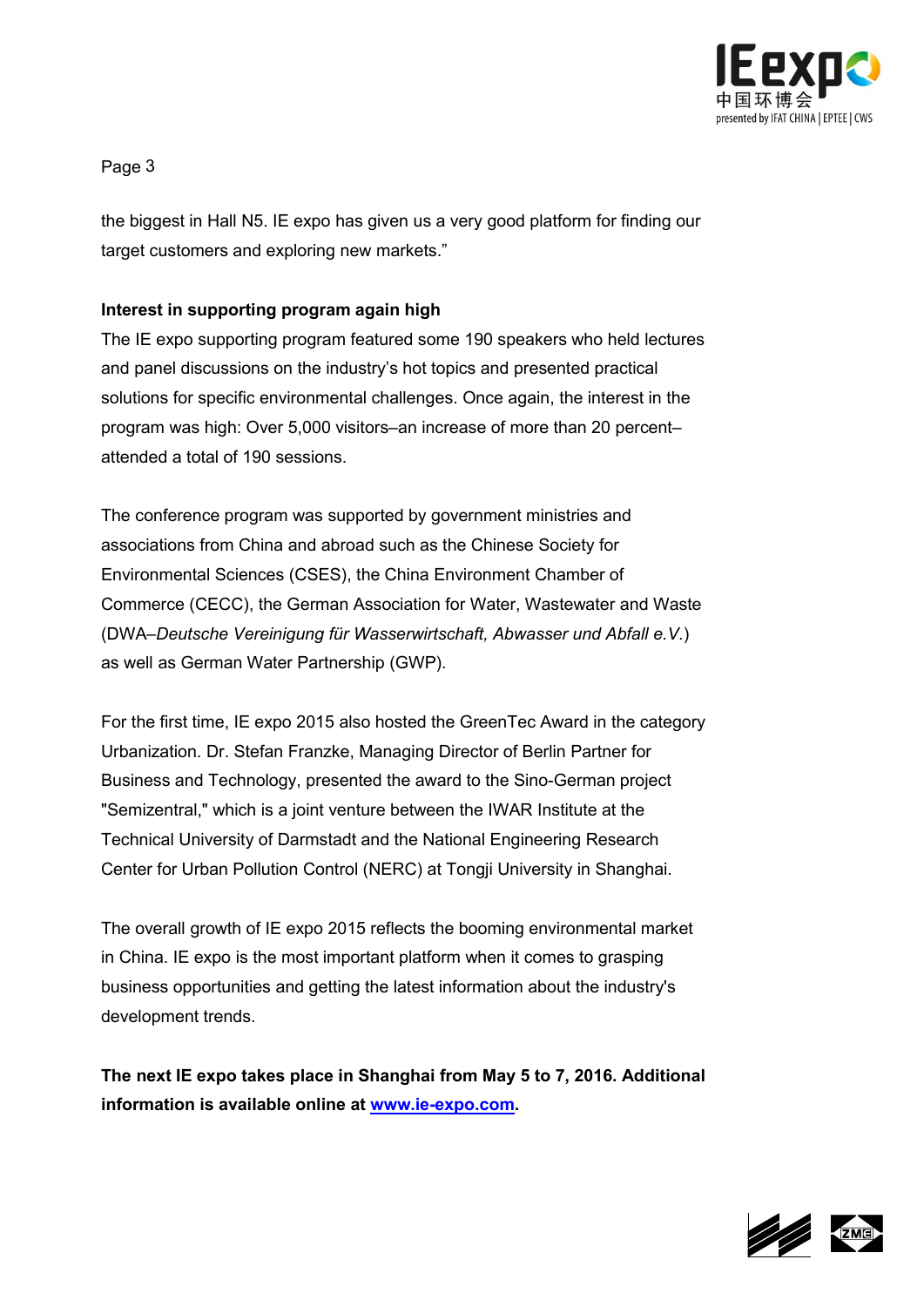the biggest in Hall N5. IE expo has given us a very good platform for finding our target customers and exploring new markets."

**Interest in supporting program again high**

The IE expo supporting program featured some 190 speakers who held lectures and panel discussions on the industry's hot topics and presented practical solutions for specific environmental challenges. Once again, the interest in the program was high: Over 5,000 visitors–an increase of more than 20 percent–attended a total of 190 sessions.

The conference program was supported by government ministries and associations from China and abroad such as the Chinese Society for Environmental Sciences (CSES), the China Environment Chamber of Commerce (CECC), the German Association for Water, Wastewater and Waste (DWA–*Deutsche Vereinigung für Wasserwirtschaft, Abwasser und Abfall e.V.*) as well as German Water Partnership (GWP).

For the first time, IE expo 2015 also hosted the GreenTec Award in the category Urbanization. Dr. Stefan Franzke, Managing Director of Berlin Partner for Business and Technology, presented the award to the Sino-German project "Semizentral," which is a joint venture between the IWAR Institute at the Technical University of Darmstadt and the National Engineering Research Center for Urban Pollution Control (NERC) at Tongji University in Shanghai.

The overall growth of IE expo 2015 reflects the booming environmental market in China. IE expo is the most important platform when it comes to grasping business opportunities and getting the latest information about the industry's development trends.

**The next IE expo takes place in Shanghai from May 5 to 7, 2016. Additional information is available online at [www.ie-expo.com](http://www.ie-expo.com).**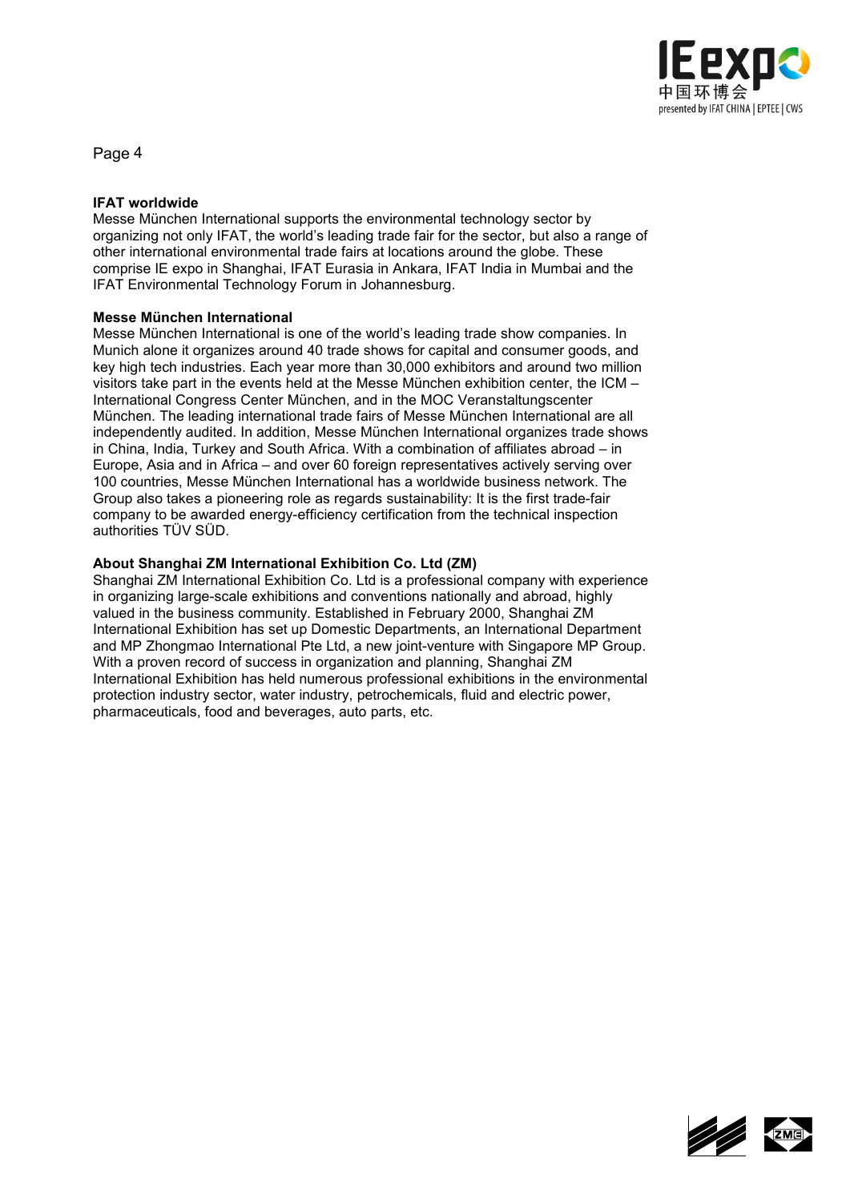## IFAT worldwide

Messe München International supports the environmental technology sector by organizing not only IFAT, the world's leading trade fair for the sector, but also a range of other international environmental trade fairs at locations around the globe. These comprise IE expo in Shanghai, IFAT Eurasia in Ankara, IFAT India in Mumbai and the IFAT Environmental Technology Forum in Johannesburg.

## Messe München International

Messe München International is one of the world's leading trade show companies. In Munich alone it organizes around 40 trade shows for capital and consumer goods, and key high tech industries. Each year more than 30,000 exhibitors and around two million visitors take part in the events held at the Messe München exhibition center, the ICM – International Congress Center München, and in the MOC Veranstaltungscenter München. The leading international trade fairs of Messe München International are all independently audited. In addition, Messe München International organizes trade shows in China, India, Turkey and South Africa. With a combination of affiliates abroad – in Europe, Asia and in Africa – and over 60 foreign representatives actively serving over 100 countries, Messe München International has a worldwide business network. The Group also takes a pioneering role as regards sustainability: It is the first trade-fair company to be awarded energy-efficiency certification from the technical inspection authorities TÜV SÜD.

## About Shanghai ZM International Exhibition Co. Ltd (ZM)

Shanghai ZM International Exhibition Co. Ltd is a professional company with experience in organizing large-scale exhibitions and conventions nationally and abroad, highly valued in the business community. Established in February 2000, Shanghai ZM International Exhibition has set up Domestic Departments, an International Department and MP Zhongmao International Pte Ltd, a new joint-venture with Singapore MP Group. With a proven record of success in organization and planning, Shanghai ZM International Exhibition has held numerous professional exhibitions in the environmental protection industry sector, water industry, petrochemicals, fluid and electric power, pharmaceuticals, food and beverages, auto parts, etc.